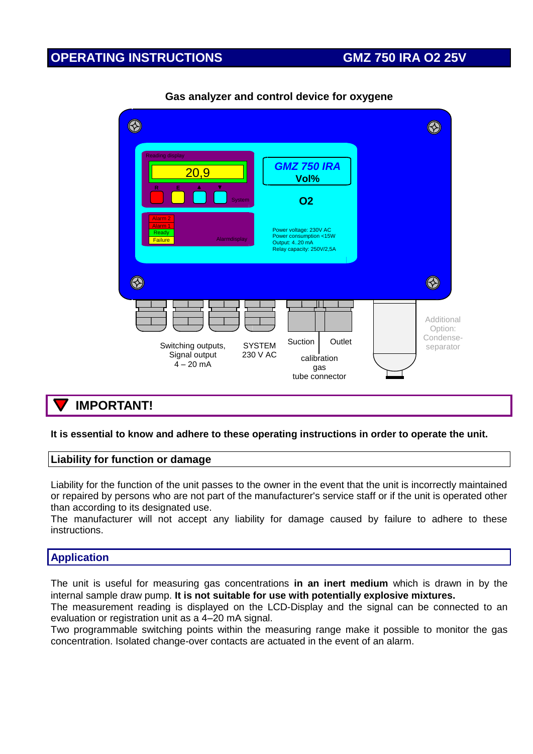# OPERATING INSTRUCTIONS GMZ 750 IRA O2 25V

**Gas analyzer and control device for oxygene**

Reading display

20,9

R E ▲ ▼

System

Alarm 2
Alarm 1
Ready
Failure

Alarmdisplay

*GMZ 750 IRA*
**Vol%**

**O2**

Power voltage: 230V AC
Power consumption <15W
Output: 4..20 mA
Relay capacity: 250V/2,5A

Switching outputs, Signal output 4 – 20 mA

SYSTEM 230 V AC

Suction

Outlet

calibration gas tube connector

Additional Option: Condense-separator

## IMPORTANT!

**It is essential to know and adhere to these operating instructions in order to operate the unit.**

### Liability for function or damage

Liability for the function of the unit passes to the owner in the event that the unit is incorrectly maintained or repaired by persons who are not part of the manufacturer's service staff or if the unit is operated other than according to its designated use.
The manufacturer will not accept any liability for damage caused by failure to adhere to these instructions.

### Application

The unit is useful for measuring gas concentrations **in an inert medium** which is drawn in by the internal sample draw pump. **It is not suitable for use with potentially explosive mixtures.**
The measurement reading is displayed on the LCD-Display and the signal can be connected to an evaluation or registration unit as a 4–20 mA signal.
Two programmable switching points within the measuring range make it possible to monitor the gas concentration. Isolated change-over contacts are actuated in the event of an alarm.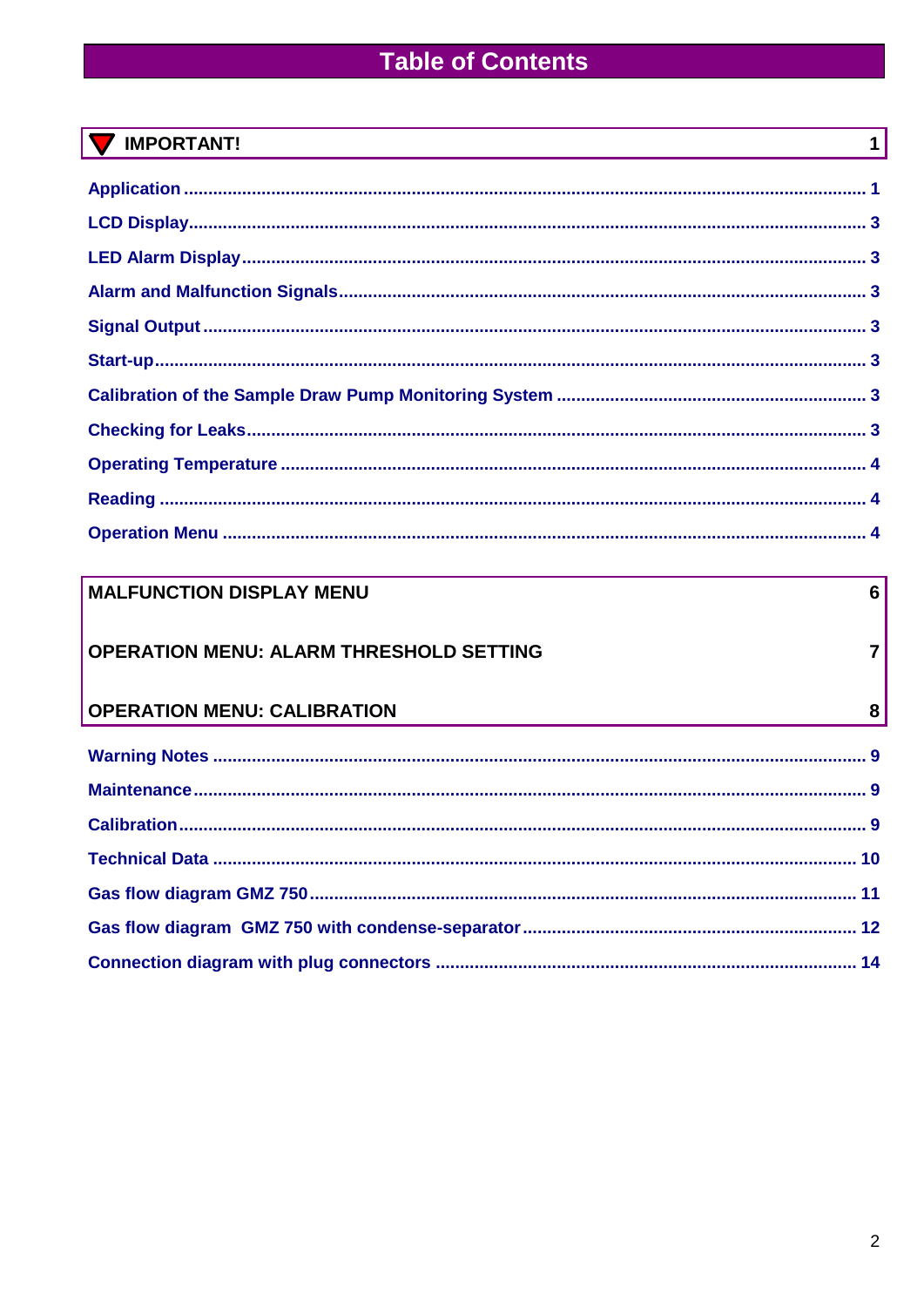# Table of Contents

| Section | Page |
| --- | --- |
| **IMPORTANT!** | **1** |
| Application | 1 |
| LCD Display | 3 |
| LED Alarm Display | 3 |
| Alarm and Malfunction Signals | 3 |
| Signal Output | 3 |
| Start-up | 3 |
| Calibration of the Sample Draw Pump Monitoring System | 3 |
| Checking for Leaks | 3 |
| Operating Temperature | 4 |
| Reading | 4 |
| Operation Menu | 4 |
| **MALFUNCTION DISPLAY MENU** | **6** |
| **OPERATION MENU: ALARM THRESHOLD SETTING** | **7** |
| **OPERATION MENU: CALIBRATION** | **8** |
| Warning Notes | 9 |
| Maintenance | 9 |
| Calibration | 9 |
| Technical Data | 10 |
| Gas flow diagram GMZ 750 | 11 |
| Gas flow diagram GMZ 750 with condense-separator | 12 |
| Connection diagram with plug connectors | 14 |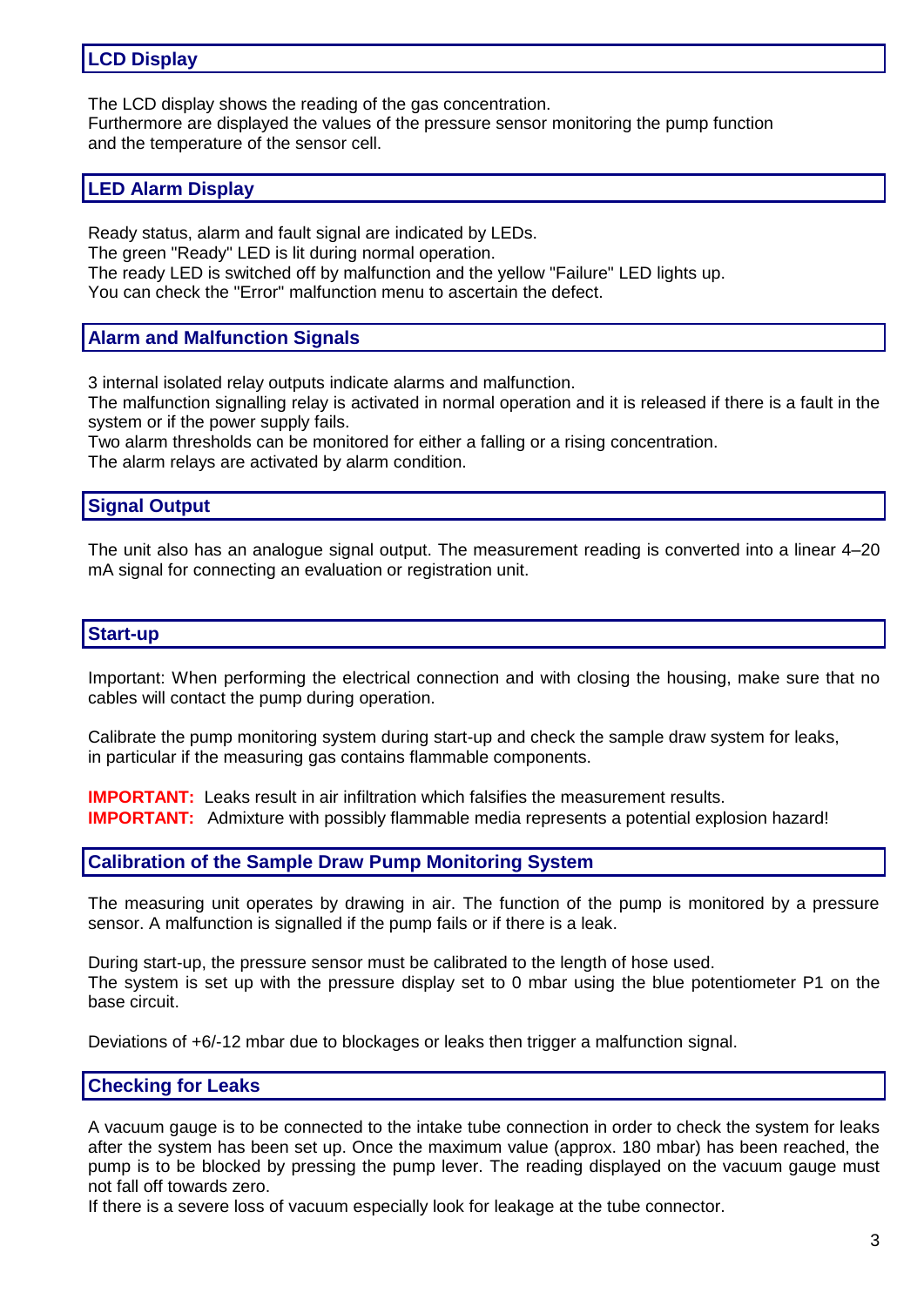## LCD Display

The LCD display shows the reading of the gas concentration.
Furthermore are displayed the values of the pressure sensor monitoring the pump function and the temperature of the sensor cell.

## LED Alarm Display

Ready status, alarm and fault signal are indicated by LEDs.
The green "Ready" LED is lit during normal operation.
The ready LED is switched off by malfunction and the yellow "Failure" LED lights up.
You can check the "Error" malfunction menu to ascertain the defect.

## Alarm and Malfunction Signals

3 internal isolated relay outputs indicate alarms and malfunction.
The malfunction signalling relay is activated in normal operation and it is released if there is a fault in the system or if the power supply fails.
Two alarm thresholds can be monitored for either a falling or a rising concentration.
The alarm relays are activated by alarm condition.

## Signal Output

The unit also has an analogue signal output. The measurement reading is converted into a linear 4–20 mA signal for connecting an evaluation or registration unit.

## Start-up

Important: When performing the electrical connection and with closing the housing, make sure that no cables will contact the pump during operation.

Calibrate the pump monitoring system during start-up and check the sample draw system for leaks, in particular if the measuring gas contains flammable components.

**IMPORTANT:** Leaks result in air infiltration which falsifies the measurement results.
**IMPORTANT:** Admixture with possibly flammable media represents a potential explosion hazard!

## Calibration of the Sample Draw Pump Monitoring System

The measuring unit operates by drawing in air. The function of the pump is monitored by a pressure sensor. A malfunction is signalled if the pump fails or if there is a leak.

During start-up, the pressure sensor must be calibrated to the length of hose used.
The system is set up with the pressure display set to 0 mbar using the blue potentiometer P1 on the base circuit.

Deviations of +6/-12 mbar due to blockages or leaks then trigger a malfunction signal.

## Checking for Leaks

A vacuum gauge is to be connected to the intake tube connection in order to check the system for leaks after the system has been set up. Once the maximum value (approx. 180 mbar) has been reached, the pump is to be blocked by pressing the pump lever. The reading displayed on the vacuum gauge must not fall off towards zero.
If there is a severe loss of vacuum especially look for leakage at the tube connector.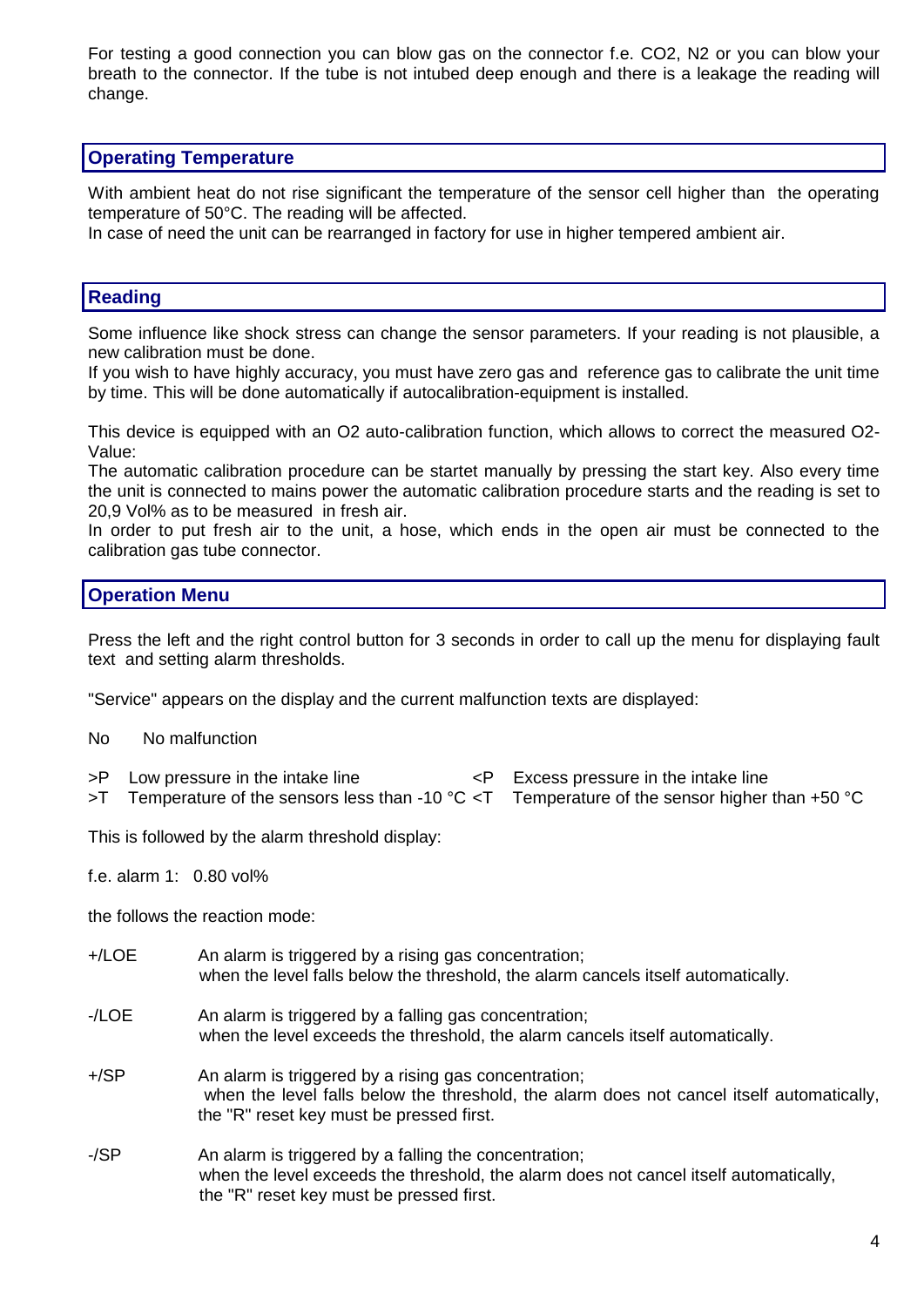For testing a good connection you can blow gas on the connector f.e. $CO_2$, $N_2$ or you can blow your breath to the connector. If the tube is not intubed deep enough and there is a leakage the reading will change.

## Operating Temperature

With ambient heat do not rise significant the temperature of the sensor cell higher than the operating temperature of 50°C. The reading will be affected.
In case of need the unit can be rearranged in factory for use in higher tempered ambient air.

## Reading

Some influence like shock stress can change the sensor parameters. If your reading is not plausible, a new calibration must be done.
If you wish to have highly accuracy, you must have zero gas and reference gas to calibrate the unit time by time. This will be done automatically if autocalibration-equipment is installed.

This device is equipped with an $O_2$ auto-calibration function, which allows to correct the measured $O_2$-Value:
The automatic calibration procedure can be startet manually by pressing the start key. Also every time the unit is connected to mains power the automatic calibration procedure starts and the reading is set to 20,9 Vol% as to be measured in fresh air.
In order to put fresh air to the unit, a hose, which ends in the open air must be connected to the calibration gas tube connector.

## Operation Menu

Press the left and the right control button for 3 seconds in order to call up the menu for displaying fault text and setting alarm thresholds.

"Service" appears on the display and the current malfunction texts are displayed:

No No malfunction

>P Low pressure in the intake line
<P Excess pressure in the intake line
>T Temperature of the sensors less than -10 °C
<T Temperature of the sensor higher than +50 °C

This is followed by the alarm threshold display:

f.e. alarm 1: 0.80 vol%

the follows the reaction mode:

+/LOE An alarm is triggered by a rising gas concentration; when the level falls below the threshold, the alarm cancels itself automatically.

-/LOE An alarm is triggered by a falling gas concentration; when the level exceeds the threshold, the alarm cancels itself automatically.

+/SP An alarm is triggered by a rising gas concentration; when the level falls below the threshold, the alarm does not cancel itself automatically, the "R" reset key must be pressed first.

-/SP An alarm is triggered by a falling the concentration; when the level exceeds the threshold, the alarm does not cancel itself automatically, the "R" reset key must be pressed first.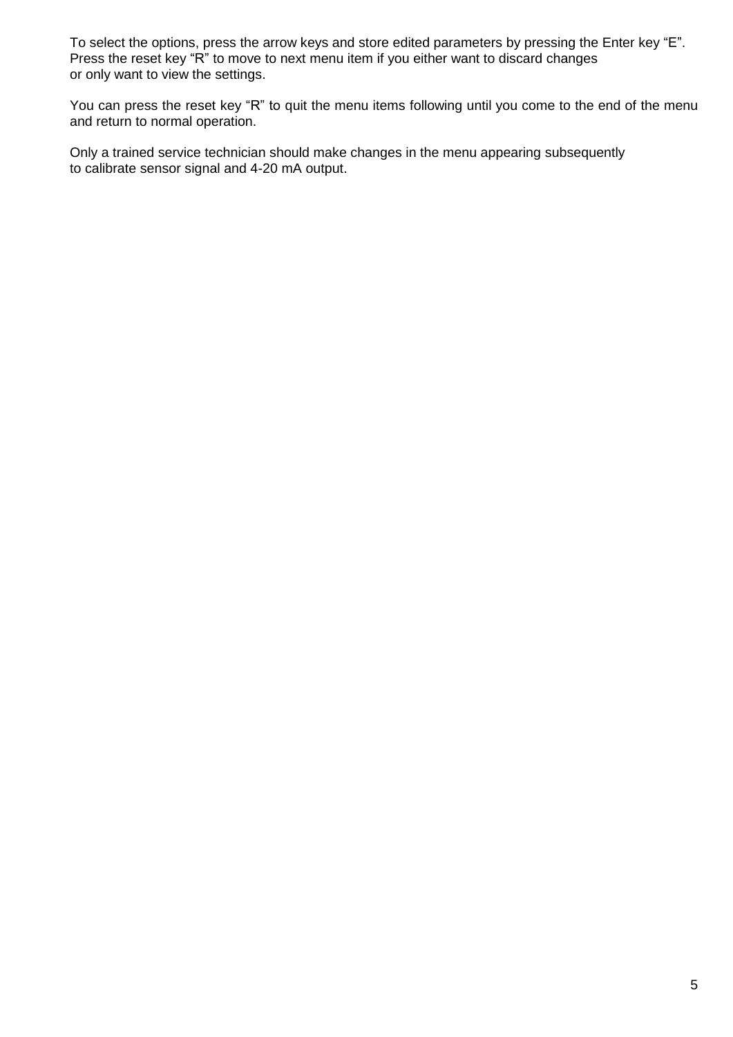To select the options, press the arrow keys and store edited parameters by pressing the Enter key “E”. Press the reset key “R” to move to next menu item if you either want to discard changes or only want to view the settings.

You can press the reset key “R” to quit the menu items following until you come to the end of the menu and return to normal operation.

Only a trained service technician should make changes in the menu appearing subsequently to calibrate sensor signal and 4-20 mA output.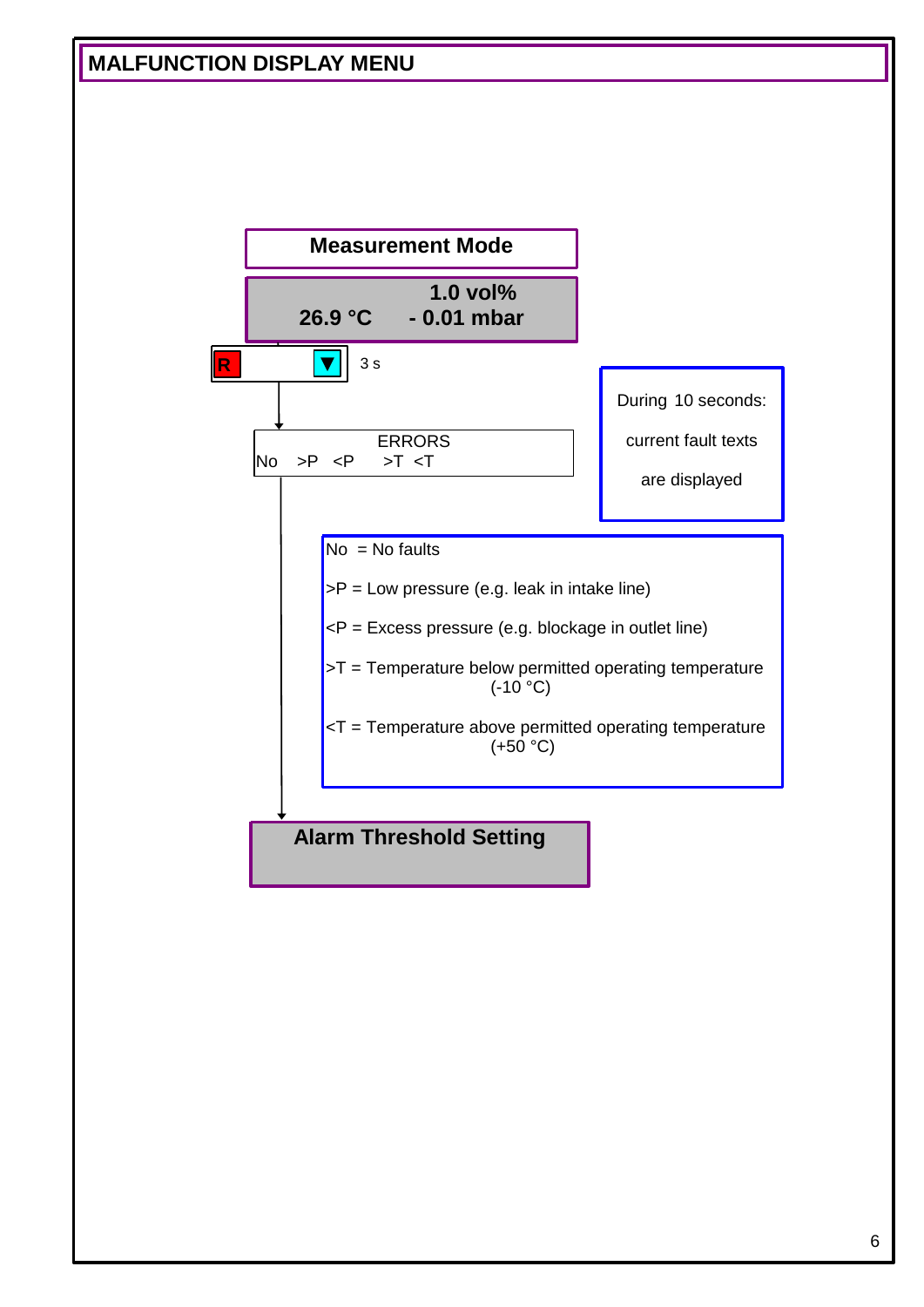# MALFUNCTION DISPLAY MENU

**Measurement Mode**

**1.0 vol%**
**26.9 °C  - 0.01 mbar**

R ▼ 3 s

ERRORS
No  >P  <P  >T  <T

During 10 seconds:

current fault texts

are displayed

No = No faults

>P = Low pressure (e.g. leak in intake line)

<P = Excess pressure (e.g. blockage in outlet line)

>T = Temperature below permitted operating temperature (-10 °C)

<T = Temperature above permitted operating temperature (+50 °C)

**Alarm Threshold Setting**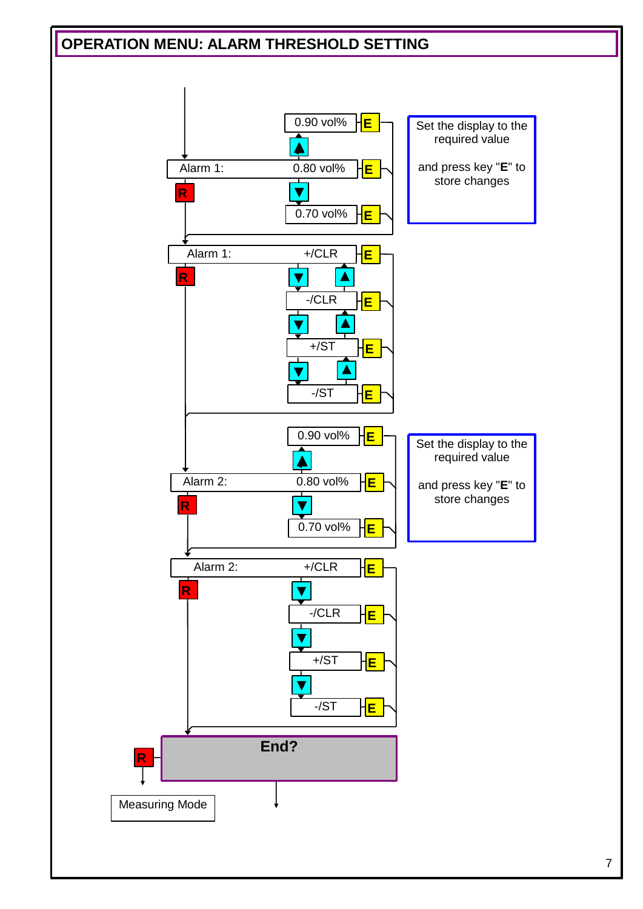# OPERATION MENU: ALARM THRESHOLD SETTING

0.90 vol% E

▲

Alarm 1: 0.80 vol% E

R

▼

0.70 vol% E

Set the display to the required value

and press key "**E**" to store changes

Alarm 1: +/CLR E

R

▼ ▲

-/CLR E

▼ ▲

+/ST E

▼ ▲

-/ST E

0.90 vol% E

▲

Alarm 2: 0.80 vol% E

R

▼

0.70 vol% E

Set the display to the required value

and press key "**E**" to store changes

Alarm 2: +/CLR E

R

▼

-/CLR E

▼

+/ST E

▼

-/ST E

**End?**

R

Measuring Mode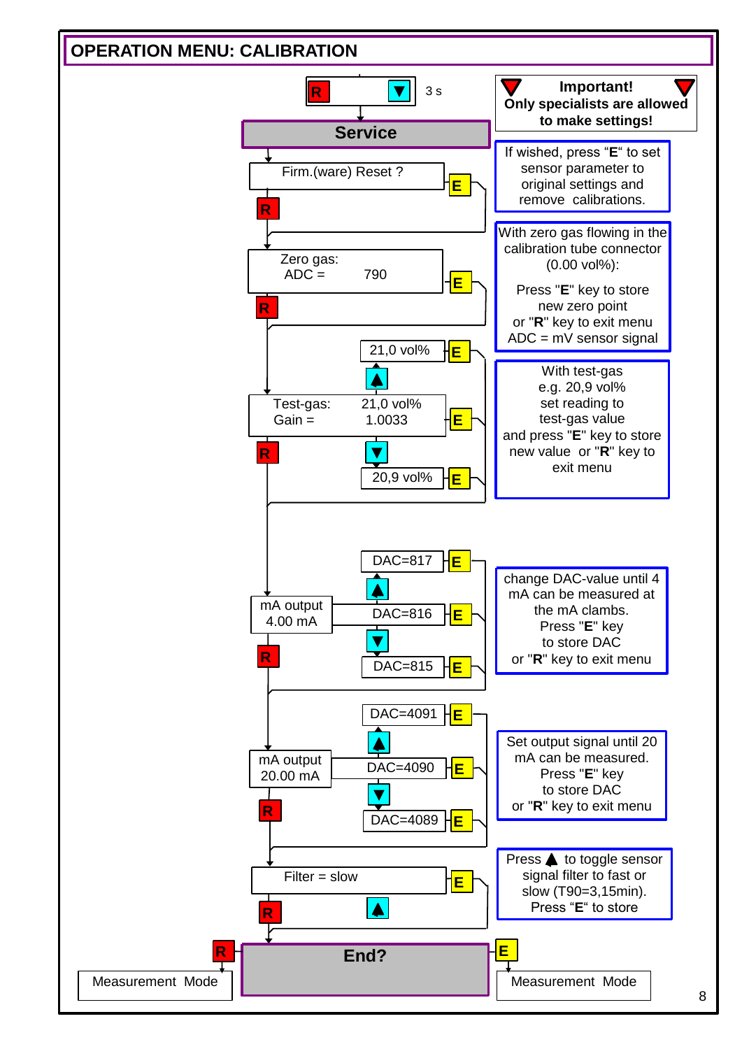# OPERATION MENU: CALIBRATION

R ▼ 3 s

**Service**

**Important! Only specialists are allowed to make settings!**

Firm.(ware) Reset ? — E / R

If wished, press “**E**“ to set sensor parameter to original settings and remove calibrations.

Zero gas:
ADC = 790 — E / R

With zero gas flowing in the calibration tube connector (0.00 vol%):

Press "**E**" key to store new zero point or "**R**" key to exit menu
ADC = mV sensor signal

21,0 vol% — E
▲
Test-gas: 21,0 vol%
Gain = 1.0033 — E / R
▼
20,9 vol% — E

With test-gas e.g. 20,9 vol% set reading to test-gas value and press "**E**" key to store new value or "**R**" key to exit menu

DAC=817 — E
▲
mA output 4.00 mA — DAC=816 — E / R
▼
DAC=815 — E

change DAC-value until 4 mA can be measured at the mA clambs. Press "**E**" key to store DAC or "**R**" key to exit menu

DAC=4091 — E
▲
mA output 20.00 mA — DAC=4090 — E / R
▼
DAC=4089 — E

Set output signal until 20 mA can be measured. Press "**E**" key to store DAC or "**R**" key to exit menu

Filter = slow — E / R
▲

Press ▲ to toggle sensor signal filter to fast or slow (T90=3,15min). Press “**E**“ to store

**End?**

R → Measurement Mode

E → Measurement Mode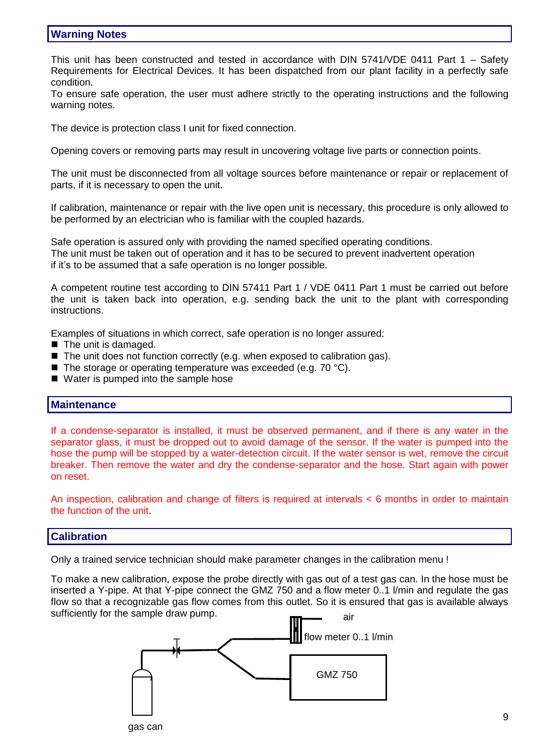## Warning Notes

This unit has been constructed and tested in accordance with DIN 5741/VDE 0411 Part 1 – Safety Requirements for Electrical Devices. It has been dispatched from our plant facility in a perfectly safe condition.
To ensure safe operation, the user must adhere strictly to the operating instructions and the following warning notes.

The device is protection class I unit for fixed connection.

Opening covers or removing parts may result in uncovering voltage live parts or connection points.

The unit must be disconnected from all voltage sources before maintenance or repair or replacement of parts, if it is necessary to open the unit.

If calibration, maintenance or repair with the live open unit is necessary, this procedure is only allowed to be performed by an electrician who is familiar with the coupled hazards.

Safe operation is assured only with providing the named specified operating conditions.
The unit must be taken out of operation and it has to be secured to prevent inadvertent operation if it's to be assumed that a safe operation is no longer possible.

A competent routine test according to DIN 57411 Part 1 / VDE 0411 Part 1 must be carried out before the unit is taken back into operation, e.g. sending back the unit to the plant with corresponding instructions.

Examples of situations in which correct, safe operation is no longer assured:

- The unit is damaged.
- The unit does not function correctly (e.g. when exposed to calibration gas).
- The storage or operating temperature was exceeded (e.g. 70 °C).
- Water is pumped into the sample hose

## Maintenance

If a condense-separator is installed, it must be observed permanent, and if there is any water in the separator glass, it must be dropped out to avoid damage of the sensor. If the water is pumped into the hose the pump will be stopped by a water-detection circuit. If the water sensor is wet, remove the circuit breaker. Then remove the water and dry the condense-separator and the hose. Start again with power on reset.

An inspection, calibration and change of filters is required at intervals < 6 months in order to maintain the function of the unit.

## Calibration

Only a trained service technician should make parameter changes in the calibration menu !

To make a new calibration, expose the probe directly with gas out of a test gas can. In the hose must be inserted a Y-pipe. At that Y-pipe connect the GMZ 750 and a flow meter 0..1 l/min and regulate the gas flow so that a recognizable gas flow comes from this outlet. So it is ensured that gas is available always sufficiently for the sample draw pump.

air

flow meter 0..1 l/min

GMZ 750

gas can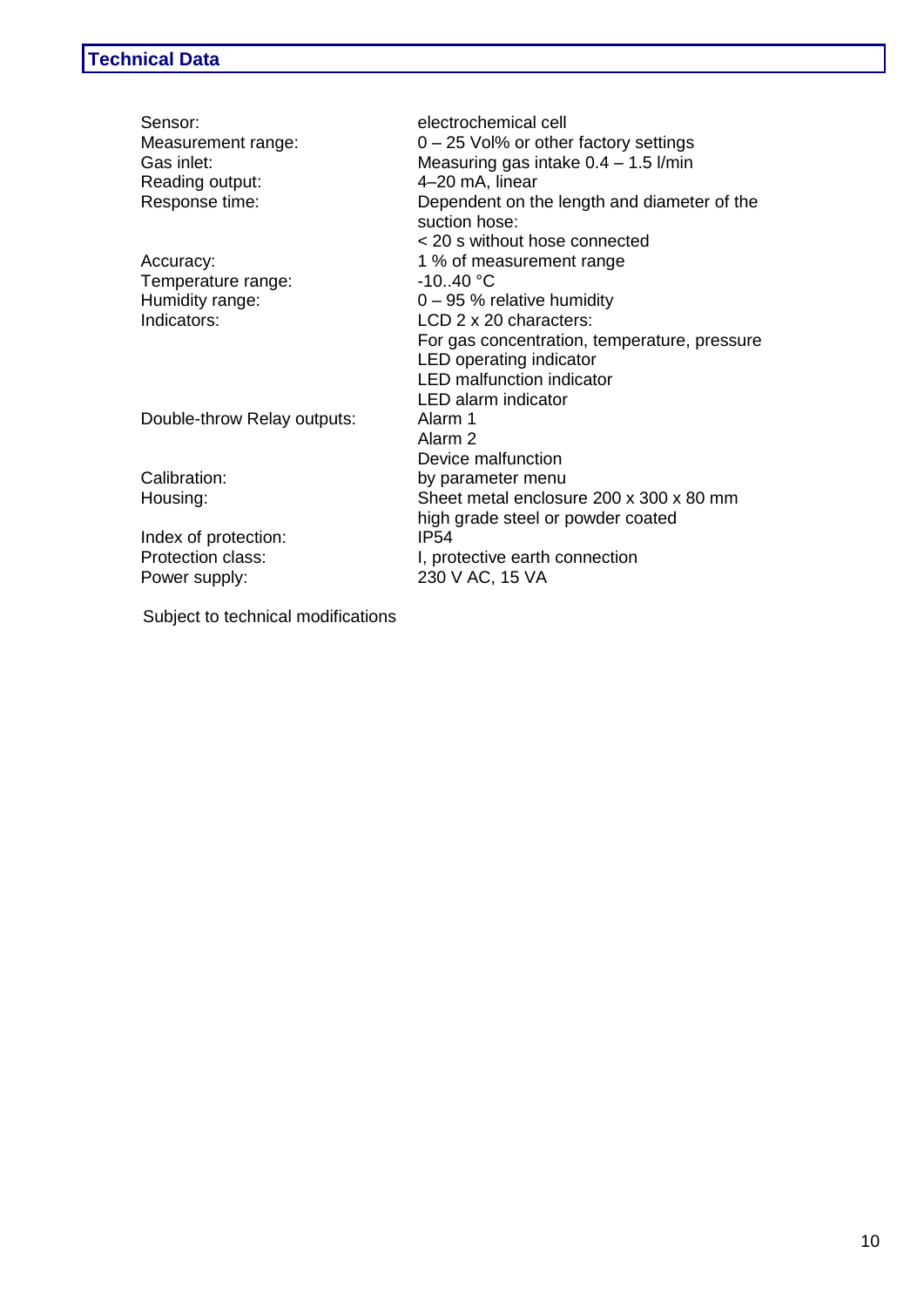## Technical Data

| | |
|---|---|
| Sensor: | electrochemical cell |
| Measurement range: | 0 – 25 Vol% or other factory settings |
| Gas inlet: | Measuring gas intake 0.4 – 1.5 l/min |
| Reading output: | 4–20 mA, linear |
| Response time: | Dependent on the length and diameter of the suction hose:<br>< 20 s without hose connected |
| Accuracy: | 1 % of measurement range |
| Temperature range: | -10..40 °C |
| Humidity range: | 0 – 95 % relative humidity |
| Indicators: | LCD 2 x 20 characters:<br>For gas concentration, temperature, pressure<br>LED operating indicator<br>LED malfunction indicator<br>LED alarm indicator |
| Double-throw Relay outputs: | Alarm 1<br>Alarm 2<br>Device malfunction |
| Calibration: | by parameter menu |
| Housing: | Sheet metal enclosure 200 x 300 x 80 mm<br>high grade steel or powder coated |
| Index of protection: | IP54 |
| Protection class: | I, protective earth connection |
| Power supply: | 230 V AC, 15 VA |

Subject to technical modifications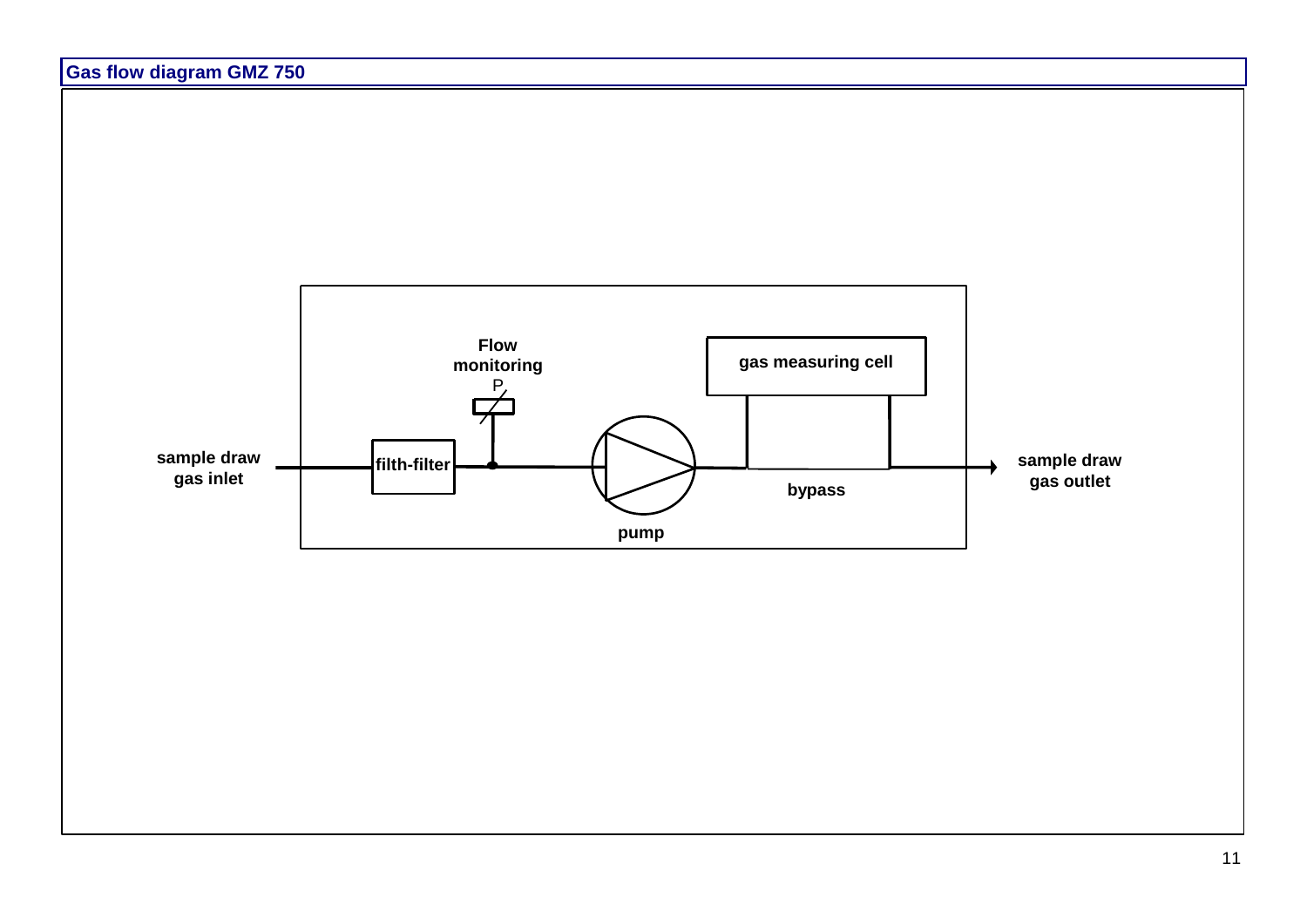## Gas flow diagram GMZ 750

sample draw gas inlet

filth-filter

Flow monitoring

P

pump

gas measuring cell

bypass

sample draw gas outlet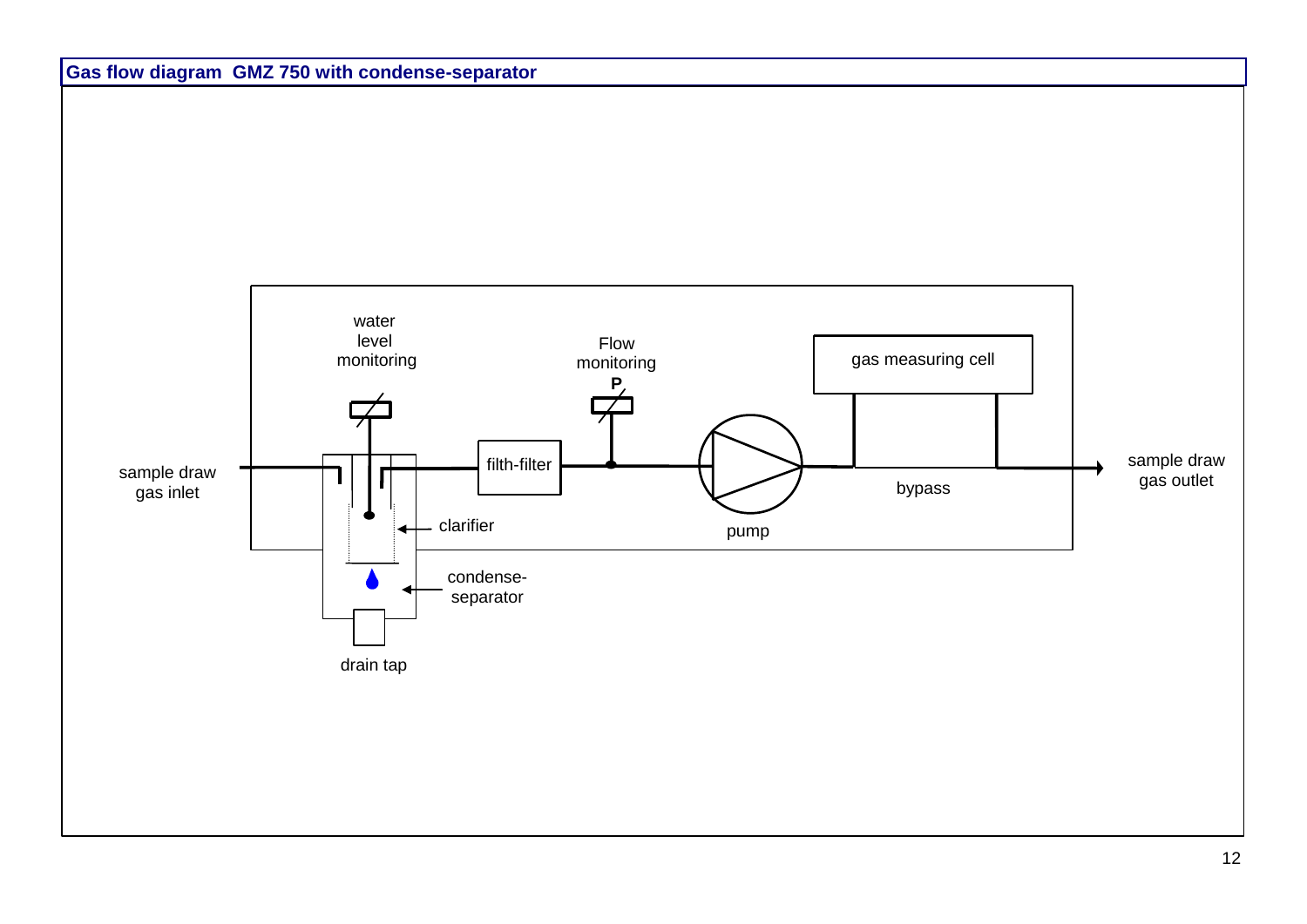## Gas flow diagram GMZ 750 with condense-separator

sample draw gas inlet

water level monitoring

clarifier

condense-separator

drain tap

filth-filter

Flow monitoring

P

pump

gas measuring cell

bypass

sample draw gas outlet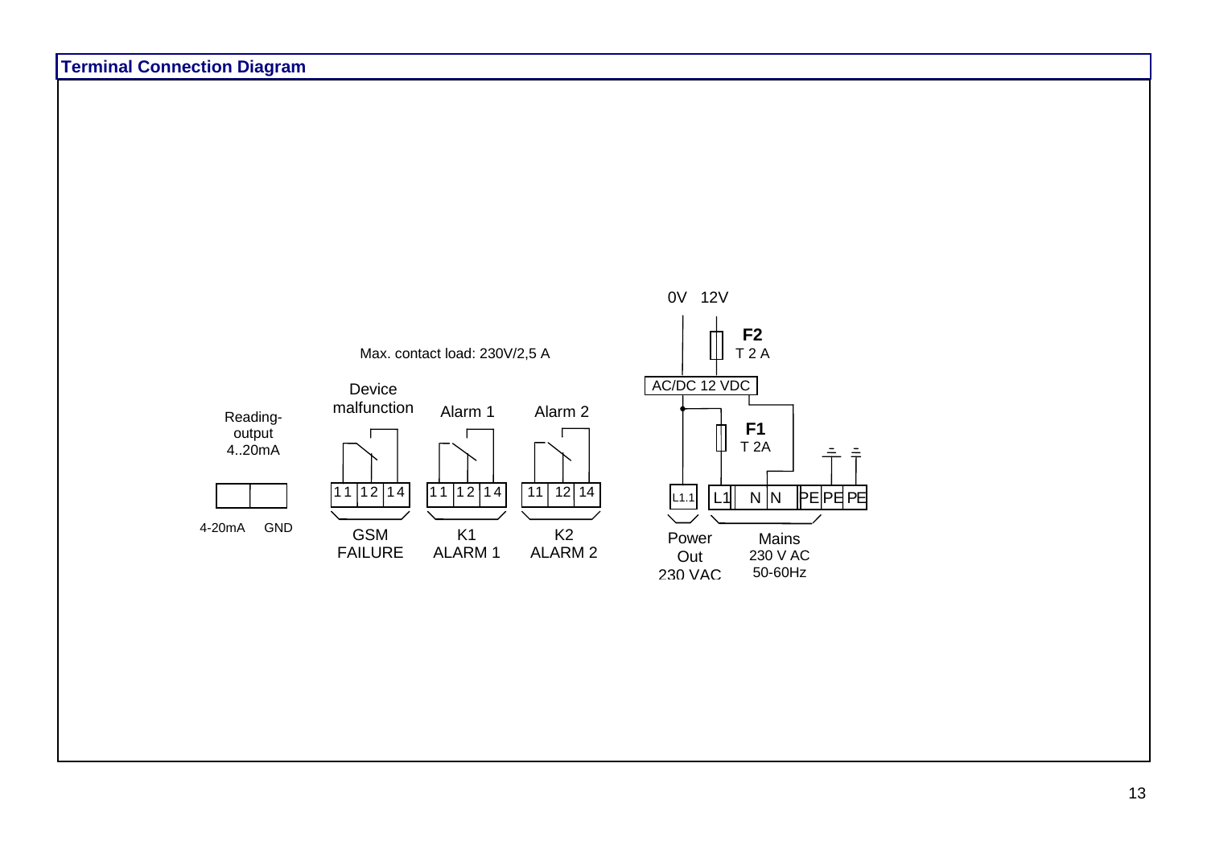## Terminal Connection Diagram

Max. contact load: 230V/2,5 A

Reading-output 4..20mA

| 4-20mA | GND |
|---|---|

Device malfunction

| 11 | 12 | 14 |
|---|---|---|

GSM FAILURE

Alarm 1

| 11 | 12 | 14 |
|---|---|---|

K1 ALARM 1

Alarm 2

| 11 | 12 | 14 |
|---|---|---|

K2 ALARM 2

0V 12V

F2
T 2 A

AC/DC 12 VDC

F1
T 2A

| L1.1 | L1 | N | N | PE | PE | PE |
|---|---|---|---|---|---|---|

Power Out 230 VAC

Mains 230 V AC 50-60Hz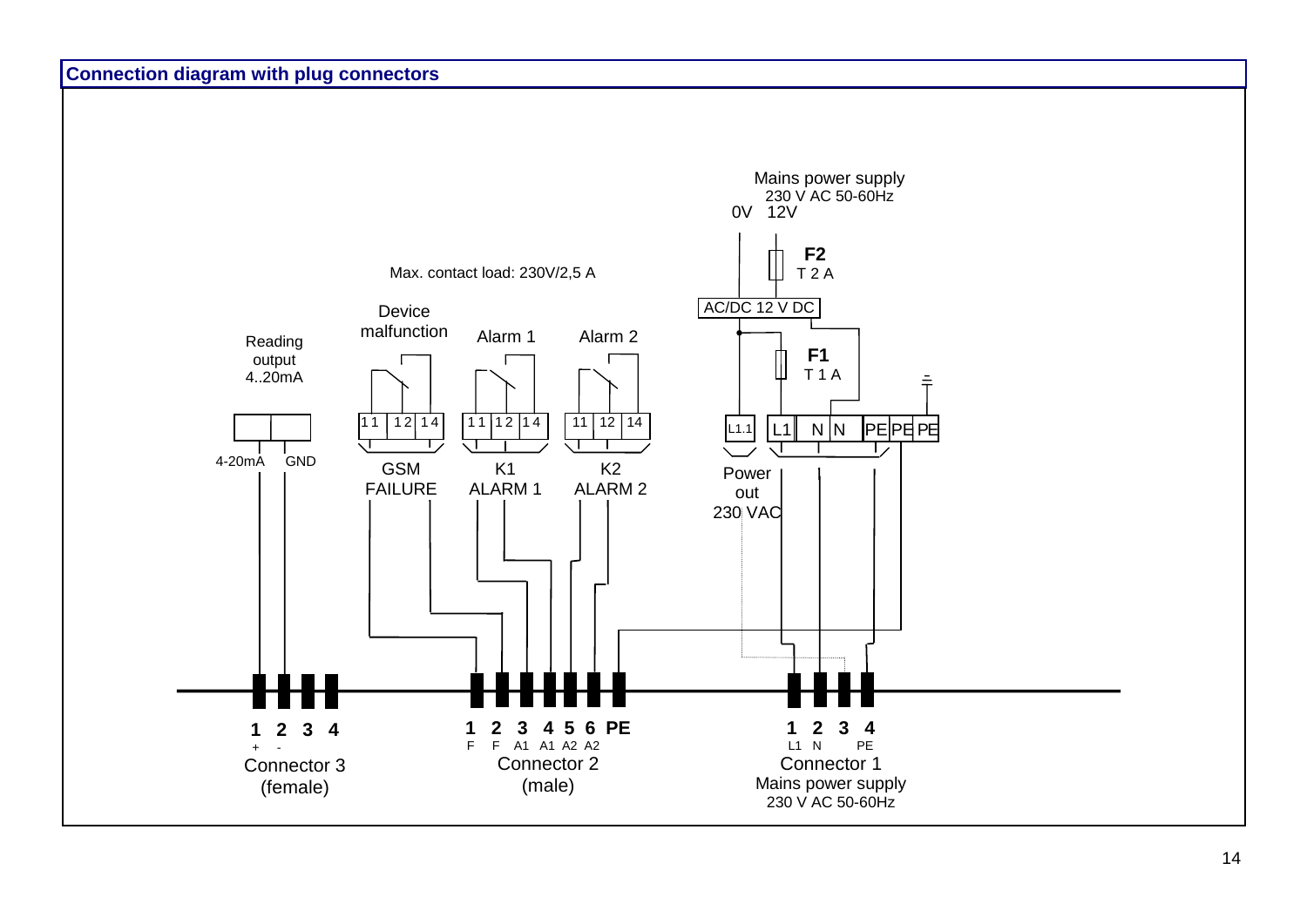## Connection diagram with plug connectors

Mains power supply
230 V AC 50-60Hz
0V 12V

F2
T 2 A

Max. contact load: 230V/2,5 A

AC/DC 12 V DC

Device malfunction

Alarm 1

Alarm 2

F1
T 1 A

Reading output
4..20mA

11 12 14

11 12 14

11 12 14

L1.1

L1 N N PE PE PE

4-20mA GND

GSM FAILURE

K1 ALARM 1

K2 ALARM 2

Power out
230 VAC

1 2 3 4
+ -
Connector 3
(female)

1 2 3 4 5 6 PE
F F A1 A1 A2 A2
Connector 2
(male)

1 2 3 4
L1 N PE
Connector 1
Mains power supply
230 V AC 50-60Hz